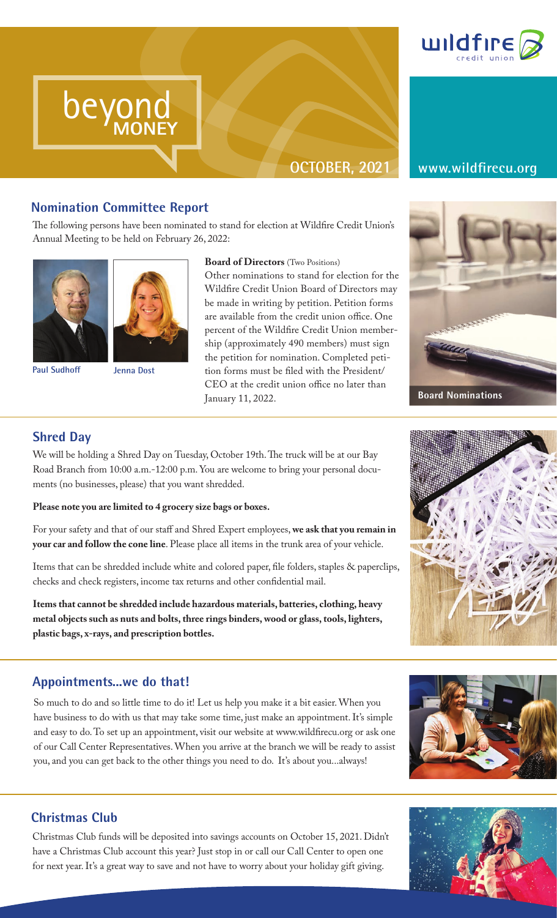# beyond MONEY

OCTOBER, 2021

www.wildfirecu.org

## Nomination Committee Report

The following persons have been nominated to stand for election at Wildfire Credit Union's Annual Meeting to be held on February 26, 2022:

Paul Sudhoff

Jenna Dost

**Board of Directors** (Two Positions)

Other nominations to stand for election for the Wildfire Credit Union Board of Directors may be made in writing by petition. Petition forms are available from the credit union office. One percent of the Wildfire Credit Union membership (approximately 490 members) must sign the petition for nomination. Completed petition forms must be filed with the President/CEO at the credit union office no later than January 11, 2022.

Board Nominations

## Shred Day

We will be holding a Shred Day on Tuesday, October 19th. The truck will be at our Bay Road Branch from 10:00 a.m.-12:00 p.m. You are welcome to bring your personal documents (no businesses, please) that you want shredded.

**Please note you are limited to 4 grocery size bags or boxes.**

For your safety and that of our staff and Shred Expert employees, **we ask that you remain in your car and follow the cone line**. Please place all items in the trunk area of your vehicle.

Items that can be shredded include white and colored paper, file folders, staples & paperclips, checks and check registers, income tax returns and other confidential mail.

**Items that cannot be shredded include hazardous materials, batteries, clothing, heavy metal objects such as nuts and bolts, three rings binders, wood or glass, tools, lighters, plastic bags, x-rays, and prescription bottles.**

## Appointments...we do that!

So much to do and so little time to do it! Let us help you make it a bit easier. When you have business to do with us that may take some time, just make an appointment. It's simple and easy to do. To set up an appointment, visit our website at www.wildfirecu.org or ask one of our Call Center Representatives. When you arrive at the branch we will be ready to assist you, and you can get back to the other things you need to do. It's about you...always!

## Christmas Club

Christmas Club funds will be deposited into savings accounts on October 15, 2021. Didn't have a Christmas Club account this year? Just stop in or call our Call Center to open one for next year. It's a great way to save and not have to worry about your holiday gift giving.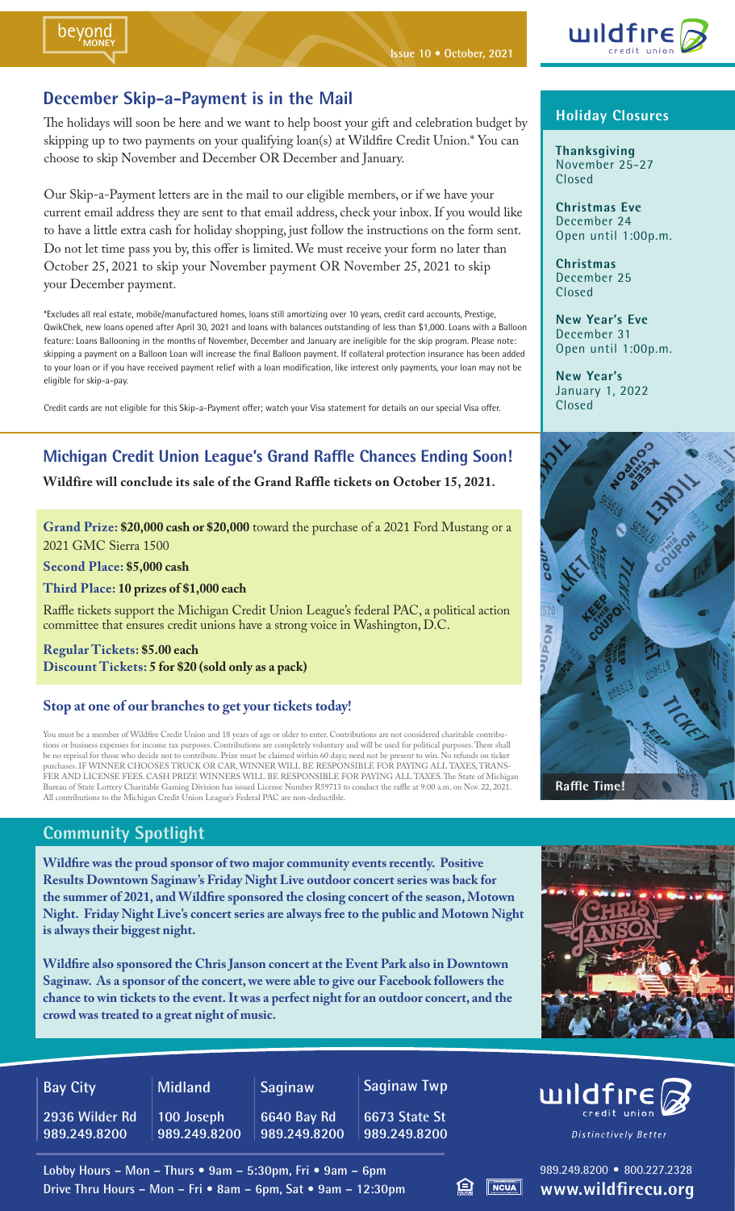## December Skip-a-Payment is in the Mail

The holidays will soon be here and we want to help boost your gift and celebration budget by skipping up to two payments on your qualifying loan(s) at Wildfire Credit Union.* You can choose to skip November and December OR December and January.

Our Skip-a-Payment letters are in the mail to our eligible members, or if we have your current email address they are sent to that email address, check your inbox. If you would like to have a little extra cash for holiday shopping, just follow the instructions on the form sent. Do not let time pass you by, this offer is limited. We must receive your form no later than October 25, 2021 to skip your November payment OR November 25, 2021 to skip your December payment.

*Excludes all real estate, mobile/manufactured homes, loans still amortizing over 10 years, credit card accounts, Prestige, QwikChek, new loans opened after April 30, 2021 and loans with balances outstanding of less than $1,000. Loans with a Balloon feature: Loans Ballooning in the months of November, December and January are ineligible for the skip program. Please note: skipping a payment on a Balloon Loan will increase the final Balloon payment. If collateral protection insurance has been added to your loan or if you have received payment relief with a loan modification, like interest only payments, your loan may not be eligible for skip-a-pay.

Credit cards are not eligible for this Skip-a-Payment offer; watch your Visa statement for details on our special Visa offer.

### Holiday Closures

**Thanksgiving**
November 25-27
Closed

**Christmas Eve**
December 24
Open until 1:00p.m.

**Christmas**
December 25
Closed

**New Year's Eve**
December 31
Open until 1:00p.m.

**New Year's**
January 1, 2022
Closed

## Michigan Credit Union League's Grand Raffle Chances Ending Soon!

**Wildfire will conclude its sale of the Grand Raffle tickets on October 15, 2021.**

**Grand Prize: $20,000 cash or $20,000** toward the purchase of a 2021 Ford Mustang or a 2021 GMC Sierra 1500

**Second Place: $5,000 cash**

**Third Place: 10 prizes of $1,000 each**

Raffle tickets support the Michigan Credit Union League's federal PAC, a political action committee that ensures credit unions have a strong voice in Washington, D.C.

**Regular Tickets: $5.00 each**
**Discount Tickets: 5 for $20 (sold only as a pack)**

**Stop at one of our branches to get your tickets today!**

You must be a member of Wildfire Credit Union and 18 years of age or older to enter. Contributions are not considered charitable contributions or business expenses for income tax purposes. Contributions are completely voluntary and will be used for political purposes. There shall be no reprisal for those who decide not to contribute. Prize must be claimed within 60 days; need not be present to win. No refunds on ticket purchases. IF WINNER CHOOSES TRUCK OR CAR, WINNER WILL BE RESPONSIBLE FOR PAYING ALL TAXES, TRANSFER AND LICENSE FEES. CASH PRIZE WINNERS WILL BE RESPONSIBLE FOR PAYING ALL TAXES. The State of Michigan Bureau of State Lottery Charitable Gaming Division has issued License Number R59713 to conduct the raffle at 9:00 a.m. on Nov. 22, 2021. All contributions to the Michigan Credit Union League's Federal PAC are non-deductible.

Raffle Time!

## Community Spotlight

**Wildfire was the proud sponsor of two major community events recently. Positive Results Downtown Saginaw's Friday Night Live outdoor concert series was back for the summer of 2021, and Wildfire sponsored the closing concert of the season, Motown Night. Friday Night Live's concert series are always free to the public and Motown Night is always their biggest night.**

**Wildfire also sponsored the Chris Janson concert at the Event Park also in Downtown Saginaw. As a sponsor of the concert, we were able to give our Facebook followers the chance to win tickets to the event. It was a perfect night for an outdoor concert, and the crowd was treated to a great night of music.**

| Bay City | Midland | Saginaw | Saginaw Twp |
|---|---|---|---|
| 2936 Wilder Rd | 100 Joseph | 6640 Bay Rd | 6673 State St |
| 989.249.8200 | 989.249.8200 | 989.249.8200 | 989.249.8200 |

Lobby Hours – Mon – Thurs • 9am – 5:30pm, Fri • 9am – 6pm
Drive Thru Hours – Mon – Fri • 8am – 6pm, Sat • 9am – 12:30pm

wildfire credit union
Distinctively Better

989.249.8200 • 800.227.2328
www.wildfirecu.org